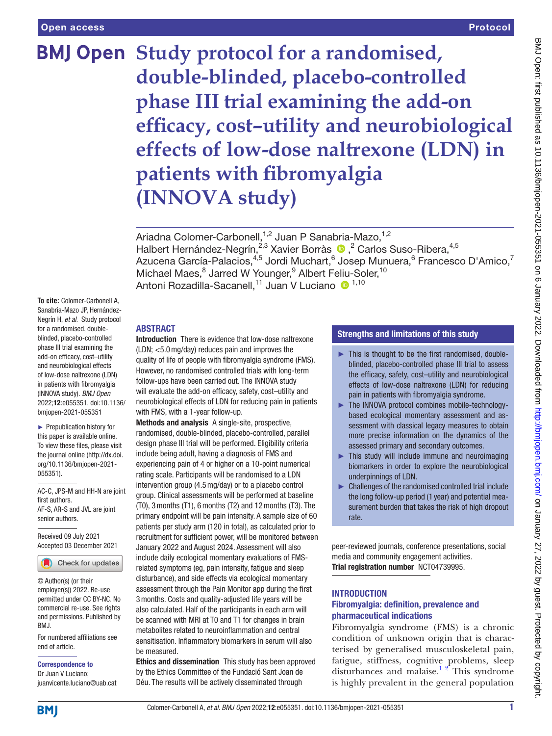# Study protocol for a randomised, double-blinded, placebo-controlled phase III trial examining the add-on efficacy, cost–utility and neurobiological effects of low-dose naltrexone (LDN) in patients with fibromyalgia (INNOVA study)

Ariadna Colomer-Carbonell,[1,2] Juan P Sanabria-Mazo,[1,2] Halbert Hernández-Negrín,[2,3] Xavier Borràs,[2] Carlos Suso-Ribera,[4,5] Azucena García-Palacios,[4,5] Jordi Muchart,[6] Josep Munuera,[6] Francesco D'Amico,[7] Michael Maes,[8] Jarred W Younger,[9] Albert Feliu-Soler,[10] Antoni Rozadilla-Sacanell,[11] Juan V Luciano[1,10]

**To cite:** Colomer-Carbonell A, Sanabria-Mazo JP, Hernández-Negrín H, *et al*. Study protocol for a randomised, double-blinded, placebo-controlled phase III trial examining the add-on efficacy, cost–utility and neurobiological effects of low-dose naltrexone (LDN) in patients with fibromyalgia (INNOVA study). *BMJ Open* 2022;**12**:e055351. doi:10.1136/bmjopen-2021-055351

► Prepublication history for this paper is available online. To view these files, please visit the journal online (http://dx.doi.org/10.1136/bmjopen-2021-055351).

AC-C, JPS-M and HH-N are joint first authors.
AF-S, AR-S and JVL are joint senior authors.

Received 09 July 2021
Accepted 03 December 2021

© Author(s) (or their employer(s)) 2022. Re-use permitted under CC BY-NC. No commercial re-use. See rights and permissions. Published by BMJ.

For numbered affiliations see end of article.

**Correspondence to**
Dr Juan V Luciano; juanvicente.luciano@uab.cat

## ABSTRACT

**Introduction** There is evidence that low-dose naltrexone (LDN; <5.0 mg/day) reduces pain and improves the quality of life of people with fibromyalgia syndrome (FMS). However, no randomised controlled trials with long-term follow-ups have been carried out. The INNOVA study will evaluate the add-on efficacy, safety, cost–utility and neurobiological effects of LDN for reducing pain in patients with FMS, with a 1-year follow-up.

**Methods and analysis** A single-site, prospective, randomised, double-blinded, placebo-controlled, parallel design phase III trial will be performed. Eligibility criteria include being adult, having a diagnosis of FMS and experiencing pain of 4 or higher on a 10-point numerical rating scale. Participants will be randomised to a LDN intervention group (4.5 mg/day) or to a placebo control group. Clinical assessments will be performed at baseline (T0), 3 months (T1), 6 months (T2) and 12 months (T3). The primary endpoint will be pain intensity. A sample size of 60 patients per study arm (120 in total), as calculated prior to recruitment for sufficient power, will be monitored between January 2022 and August 2024. Assessment will also include daily ecological momentary evaluations of FMS-related symptoms (eg, pain intensity, fatigue and sleep disturbance), and side effects via ecological momentary assessment through the Pain Monitor app during the first 3 months. Costs and quality-adjusted life years will be also calculated. Half of the participants in each arm will be scanned with MRI at T0 and T1 for changes in brain metabolites related to neuroinflammation and central sensitisation. Inflammatory biomarkers in serum will also be measured.

**Ethics and dissemination** This study has been approved by the Ethics Committee of the Fundació Sant Joan de Déu. The results will be actively disseminated through peer-reviewed journals, conference presentations, social media and community engagement activities.

**Trial registration number** NCT04739995.

## Strengths and limitations of this study

- ► This is thought to be the first randomised, double-blinded, placebo-controlled phase III trial to assess the efficacy, safety, cost–utility and neurobiological effects of low-dose naltrexone (LDN) for reducing pain in patients with fibromyalgia syndrome.
- ► The INNOVA protocol combines mobile-technology-based ecological momentary assessment and assessment with classical legacy measures to obtain more precise information on the dynamics of the assessed primary and secondary outcomes.
- ► This study will include immune and neuroimaging biomarkers in order to explore the neurobiological underpinnings of LDN.
- ► Challenges of the randomised controlled trial include the long follow-up period (1 year) and potential measurement burden that takes the risk of high dropout rate.

## INTRODUCTION

### Fibromyalgia: definition, prevalence and pharmaceutical indications

Fibromyalgia syndrome (FMS) is a chronic condition of unknown origin that is characterised by generalised musculoskeletal pain, fatigue, stiffness, cognitive problems, sleep disturbances and malaise.[1,2] This syndrome is highly prevalent in the general population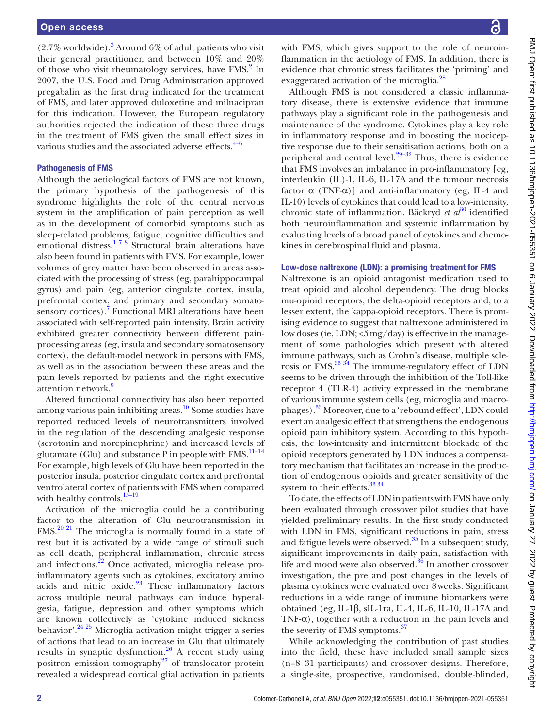(2.7% worldwide).[3] Around 6% of adult patients who visit their general practitioner, and between 10% and 20% of those who visit rheumatology services, have FMS.[2] In 2007, the U.S. Food and Drug Administration approved pregabalin as the first drug indicated for the treatment of FMS, and later approved duloxetine and milnacipran for this indication. However, the European regulatory authorities rejected the indication of these three drugs in the treatment of FMS given the small effect sizes in various studies and the associated adverse effects.[4–6]

### Pathogenesis of FMS

Although the aetiological factors of FMS are not known, the primary hypothesis of the pathogenesis of this syndrome highlights the role of the central nervous system in the amplification of pain perception as well as in the development of comorbid symptoms such as sleep-related problems, fatigue, cognitive difficulties and emotional distress.[1 7 8] Structural brain alterations have also been found in patients with FMS. For example, lower volumes of grey matter have been observed in areas associated with the processing of stress (eg, parahippocampal gyrus) and pain (eg, anterior cingulate cortex, insula, prefrontal cortex, and primary and secondary somatosensory cortices).[7] Functional MRI alterations have been associated with self-reported pain intensity. Brain activity exhibited greater connectivity between different pain-processing areas (eg, insula and secondary somatosensory cortex), the default-model network in persons with FMS, as well as in the association between these areas and the pain levels reported by patients and the right executive attention network.[9]

Altered functional connectivity has also been reported among various pain-inhibiting areas.[10] Some studies have reported reduced levels of neurotransmitters involved in the regulation of the descending analgesic response (serotonin and norepinephrine) and increased levels of glutamate (Glu) and substance P in people with FMS.[11–14] For example, high levels of Glu have been reported in the posterior insula, posterior cingulate cortex and prefrontal ventrolateral cortex of patients with FMS when compared with healthy controls.[15–19]

Activation of the microglia could be a contributing factor to the alteration of Glu neurotransmission in FMS.[20 21] The microglia is normally found in a state of rest but it is activated by a wide range of stimuli such as cell death, peripheral inflammation, chronic stress and infections.[22] Once activated, microglia release pro-inflammatory agents such as cytokines, excitatory amino acids and nitric oxide.[23] These inflammatory factors across multiple neural pathways can induce hyperalgesia, fatigue, depression and other symptoms which are known collectively as 'cytokine induced sickness behavior'.[24 25] Microglia activation might trigger a series of actions that lead to an increase in Glu that ultimately results in synaptic dysfunction.[26] A recent study using positron emission tomography[27] of translocator protein revealed a widespread cortical glial activation in patients with FMS, which gives support to the role of neuroinflammation in the aetiology of FMS. In addition, there is evidence that chronic stress facilitates the 'priming' and exaggerated activation of the microglia.[28]

Although FMS is not considered a classic inflammatory disease, there is extensive evidence that immune pathways play a significant role in the pathogenesis and maintenance of the syndrome. Cytokines play a key role in inflammatory response and in boosting the nociceptive response due to their sensitisation actions, both on a peripheral and central level.[29–32] Thus, there is evidence that FMS involves an imbalance in pro-inflammatory [eg, interleukin (IL)-1, IL-6, IL-17A and the tumour necrosis factor α (TNF-α)] and anti-inflammatory (eg, IL-4 and IL-10) levels of cytokines that could lead to a low-intensity, chronic state of inflammation. Bäckryd *et al*[30] identified both neuroinflammation and systemic inflammation by evaluating levels of a broad panel of cytokines and chemokines in cerebrospinal fluid and plasma.

### Low-dose naltrexone (LDN): a promising treatment for FMS

Naltrexone is an opioid antagonist medication used to treat opioid and alcohol dependency. The drug blocks mu-opioid receptors, the delta-opioid receptors and, to a lesser extent, the kappa-opioid receptors. There is promising evidence to suggest that naltrexone administered in low doses (ie, LDN; <5 mg/day) is effective in the management of some pathologies which present with altered immune pathways, such as Crohn's disease, multiple sclerosis or FMS.[33 34] The immune-regulatory effect of LDN seems to be driven through the inhibition of the Toll-like receptor 4 (TLR-4) activity expressed in the membrane of various immune system cells (eg, microglia and macrophages).[33] Moreover, due to a 'rebound effect', LDN could exert an analgesic effect that strengthens the endogenous opioid pain inhibitory system. According to this hypothesis, the low-intensity and intermittent blockade of the opioid receptors generated by LDN induces a compensatory mechanism that facilitates an increase in the production of endogenous opioids and greater sensitivity of the system to their effects.[33 34]

To date, the effects of LDN in patients with FMS have only been evaluated through crossover pilot studies that have yielded preliminary results. In the first study conducted with LDN in FMS, significant reductions in pain, stress and fatigue levels were observed.[35] In a subsequent study, significant improvements in daily pain, satisfaction with life and mood were also observed.[36] In another crossover investigation, the pre and post changes in the levels of plasma cytokines were evaluated over 8 weeks. Significant reductions in a wide range of immune biomarkers were obtained (eg, IL-1β, sIL-1ra, IL-4, IL-6, IL-10, IL-17A and TNF-α), together with a reduction in the pain levels and the severity of FMS symptoms.[37]

While acknowledging the contribution of past studies into the field, these have included small sample sizes (n=8–31 participants) and crossover designs. Therefore, a single-site, prospective, randomised, double-blinded,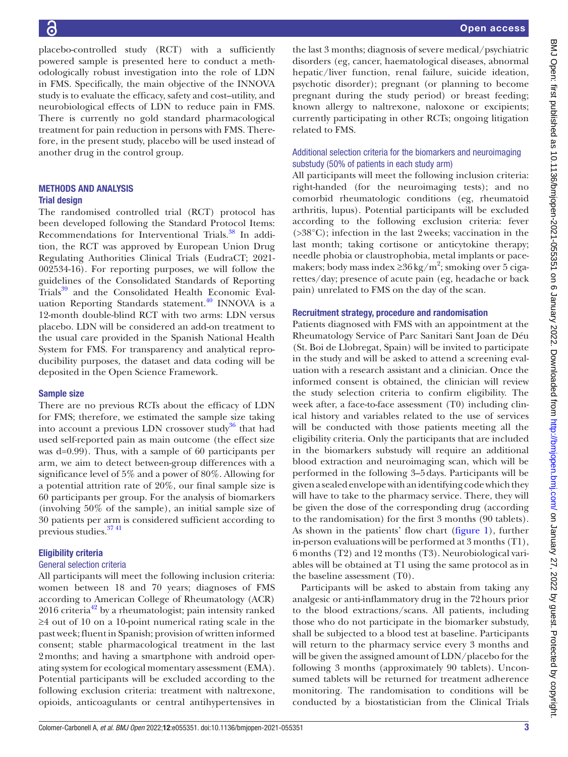placebo-controlled study (RCT) with a sufficiently powered sample is presented here to conduct a methodologically robust investigation into the role of LDN in FMS. Specifically, the main objective of the INNOVA study is to evaluate the efficacy, safety and cost–utility, and neurobiological effects of LDN to reduce pain in FMS. There is currently no gold standard pharmacological treatment for pain reduction in persons with FMS. Therefore, in the present study, placebo will be used instead of another drug in the control group.

## METHODS AND ANALYSIS

### Trial design

The randomised controlled trial (RCT) protocol has been developed following the Standard Protocol Items: Recommendations for Interventional Trials.[38] In addition, the RCT was approved by European Union Drug Regulating Authorities Clinical Trials (EudraCT; 2021-002534-16). For reporting purposes, we will follow the guidelines of the Consolidated Standards of Reporting Trials[39] and the Consolidated Health Economic Evaluation Reporting Standards statement.[40] INNOVA is a 12-month double-blind RCT with two arms: LDN versus placebo. LDN will be considered an add-on treatment to the usual care provided in the Spanish National Health System for FMS. For transparency and analytical reproducibility purposes, the dataset and data coding will be deposited in the Open Science Framework.

### Sample size

There are no previous RCTs about the efficacy of LDN for FMS; therefore, we estimated the sample size taking into account a previous LDN crossover study[36] that had used self-reported pain as main outcome (the effect size was d=0.99). Thus, with a sample of 60 participants per arm, we aim to detect between-group differences with a significance level of 5% and a power of 80%. Allowing for a potential attrition rate of 20%, our final sample size is 60 participants per group. For the analysis of biomarkers (involving 50% of the sample), an initial sample size of 30 patients per arm is considered sufficient according to previous studies.[37,41]

### Eligibility criteria

#### General selection criteria

All participants will meet the following inclusion criteria: women between 18 and 70 years; diagnoses of FMS according to American College of Rheumatology (ACR) 2016 criteria[42] by a rheumatologist; pain intensity ranked ≥4 out of 10 on a 10-point numerical rating scale in the past week; fluent in Spanish; provision of written informed consent; stable pharmacological treatment in the last 2 months; and having a smartphone with android operating system for ecological momentary assessment (EMA). Potential participants will be excluded according to the following exclusion criteria: treatment with naltrexone, opioids, anticoagulants or central antihypertensives in the last 3 months; diagnosis of severe medical/psychiatric disorders (eg, cancer, haematological diseases, abnormal hepatic/liver function, renal failure, suicide ideation, psychotic disorder); pregnant (or planning to become pregnant during the study period) or breast feeding; known allergy to naltrexone, naloxone or excipients; currently participating in other RCTs; ongoing litigation related to FMS.

#### Additional selection criteria for the biomarkers and neuroimaging substudy (50% of patients in each study arm)

All participants will meet the following inclusion criteria: right-handed (for the neuroimaging tests); and no comorbid rheumatologic conditions (eg, rheumatoid arthritis, lupus). Potential participants will be excluded according to the following exclusion criteria: fever (>38°C); infection in the last 2 weeks; vaccination in the last month; taking cortisone or anticytokine therapy; needle phobia or claustrophobia, metal implants or pacemakers; body mass index ≥36 kg/m$^2$; smoking over 5 cigarettes/day; presence of acute pain (eg, headache or back pain) unrelated to FMS on the day of the scan.

### Recruitment strategy, procedure and randomisation

Patients diagnosed with FMS with an appointment at the Rheumatology Service of Parc Sanitari Sant Joan de Déu (St. Boi de Llobregat, Spain) will be invited to participate in the study and will be asked to attend a screening evaluation with a research assistant and a clinician. Once the informed consent is obtained, the clinician will review the study selection criteria to confirm eligibility. The week after, a face-to-face assessment (T0) including clinical history and variables related to the use of services will be conducted with those patients meeting all the eligibility criteria. Only the participants that are included in the biomarkers substudy will require an additional blood extraction and neuroimaging scan, which will be performed in the following 3–5 days. Participants will be given a sealed envelope with an identifying code which they will have to take to the pharmacy service. There, they will be given the dose of the corresponding drug (according to the randomisation) for the first 3 months (90 tablets). As shown in the patients' flow chart (figure 1), further in-person evaluations will be performed at 3 months (T1), 6 months (T2) and 12 months (T3). Neurobiological variables will be obtained at T1 using the same protocol as in the baseline assessment (T0).

Participants will be asked to abstain from taking any analgesic or anti-inflammatory drug in the 72 hours prior to the blood extractions/scans. All patients, including those who do not participate in the biomarker substudy, shall be subjected to a blood test at baseline. Participants will return to the pharmacy service every 3 months and will be given the assigned amount of LDN/placebo for the following 3 months (approximately 90 tablets). Unconsumed tablets will be returned for treatment adherence monitoring. The randomisation to conditions will be conducted by a biostatistician from the Clinical Trials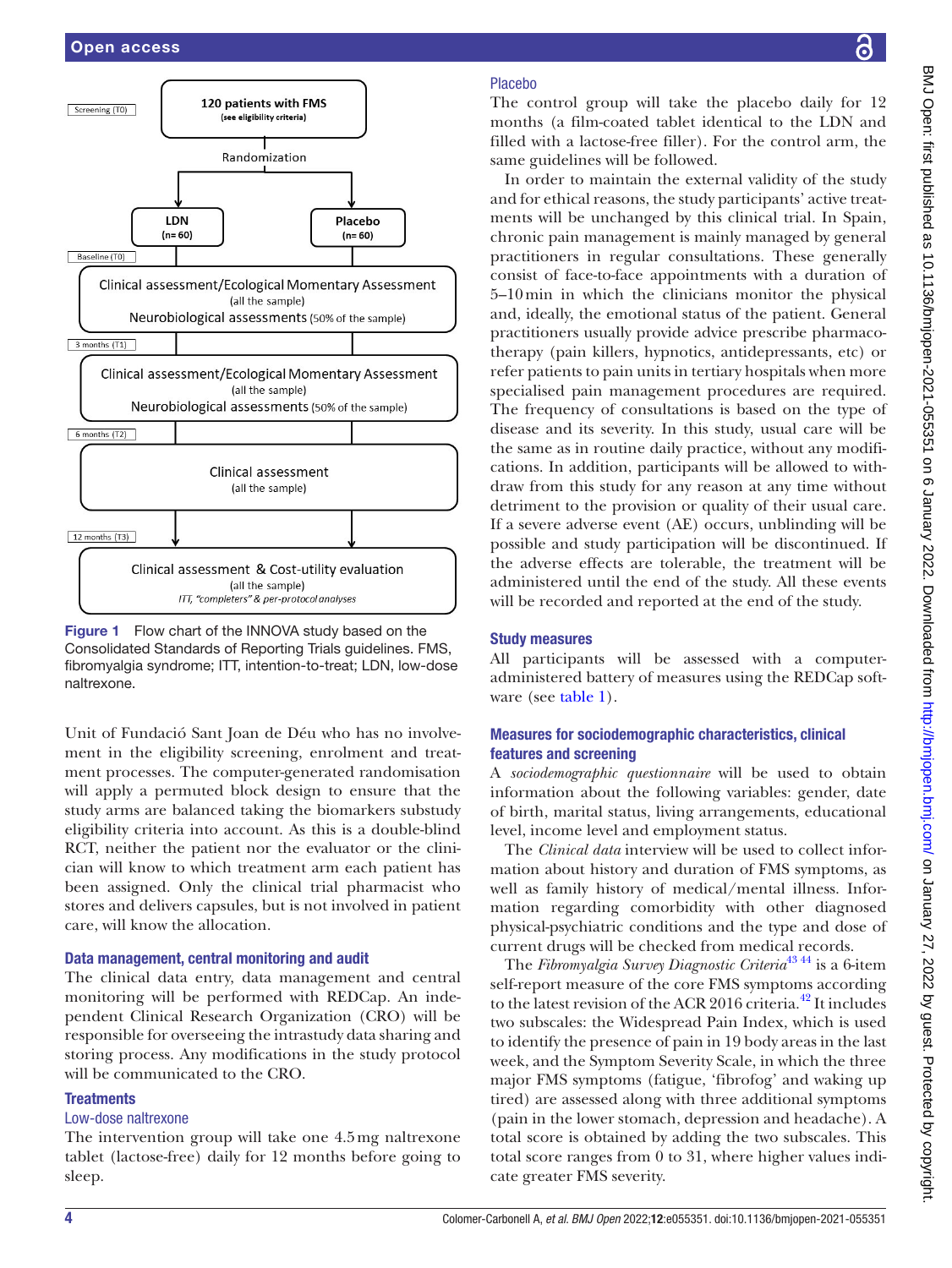Screening (T0)

120 patients with FMS
(see eligibility criteria)

Randomization

LDN (n= 60) | Placebo (n= 60)

Baseline (T0)

Clinical assessment/Ecological Momentary Assessment (all the sample)
Neurobiological assessments (50% of the sample)

3 months (T1)

Clinical assessment/Ecological Momentary Assessment (all the sample)
Neurobiological assessments (50% of the sample)

6 months (T2)

Clinical assessment (all the sample)

12 months (T3)

Clinical assessment & Cost-utility evaluation (all the sample)
*ITT, "completers" & per-protocol analyses*

**Figure 1** Flow chart of the INNOVA study based on the Consolidated Standards of Reporting Trials guidelines. FMS, fibromyalgia syndrome; ITT, intention-to-treat; LDN, low-dose naltrexone.

Unit of Fundació Sant Joan de Déu who has no involvement in the eligibility screening, enrolment and treatment processes. The computer-generated randomisation will apply a permuted block design to ensure that the study arms are balanced taking the biomarkers substudy eligibility criteria into account. As this is a double-blind RCT, neither the patient nor the evaluator or the clinician will know to which treatment arm each patient has been assigned. Only the clinical trial pharmacist who stores and delivers capsules, but is not involved in patient care, will know the allocation.

## Data management, central monitoring and audit

The clinical data entry, data management and central monitoring will be performed with REDCap. An independent Clinical Research Organization (CRO) will be responsible for overseeing the intrastudy data sharing and storing process. Any modifications in the study protocol will be communicated to the CRO.

## Treatments

### Low-dose naltrexone

The intervention group will take one 4.5 mg naltrexone tablet (lactose-free) daily for 12 months before going to sleep.

### Placebo

The control group will take the placebo daily for 12 months (a film-coated tablet identical to the LDN and filled with a lactose-free filler). For the control arm, the same guidelines will be followed.

In order to maintain the external validity of the study and for ethical reasons, the study participants' active treatments will be unchanged by this clinical trial. In Spain, chronic pain management is mainly managed by general practitioners in regular consultations. These generally consist of face-to-face appointments with a duration of 5–10 min in which the clinicians monitor the physical and, ideally, the emotional status of the patient. General practitioners usually provide advice prescribe pharmacotherapy (pain killers, hypnotics, antidepressants, etc) or refer patients to pain units in tertiary hospitals when more specialised pain management procedures are required. The frequency of consultations is based on the type of disease and its severity. In this study, usual care will be the same as in routine daily practice, without any modifications. In addition, participants will be allowed to withdraw from this study for any reason at any time without detriment to the provision or quality of their usual care. If a severe adverse event (AE) occurs, unblinding will be possible and study participation will be discontinued. If the adverse effects are tolerable, the treatment will be administered until the end of the study. All these events will be recorded and reported at the end of the study.

## Study measures

All participants will be assessed with a computer-administered battery of measures using the REDCap software (see table 1).

## Measures for sociodemographic characteristics, clinical features and screening

A *sociodemographic questionnaire* will be used to obtain information about the following variables: gender, date of birth, marital status, living arrangements, educational level, income level and employment status.

The *Clinical data* interview will be used to collect information about history and duration of FMS symptoms, as well as family history of medical/mental illness. Information regarding comorbidity with other diagnosed physical-psychiatric conditions and the type and dose of current drugs will be checked from medical records.

The *Fibromyalgia Survey Diagnostic Criteria*[43 44] is a 6-item self-report measure of the core FMS symptoms according to the latest revision of the ACR 2016 criteria.[42] It includes two subscales: the Widespread Pain Index, which is used to identify the presence of pain in 19 body areas in the last week, and the Symptom Severity Scale, in which the three major FMS symptoms (fatigue, 'fibrofog' and waking up tired) are assessed along with three additional symptoms (pain in the lower stomach, depression and headache). A total score is obtained by adding the two subscales. This total score ranges from 0 to 31, where higher values indicate greater FMS severity.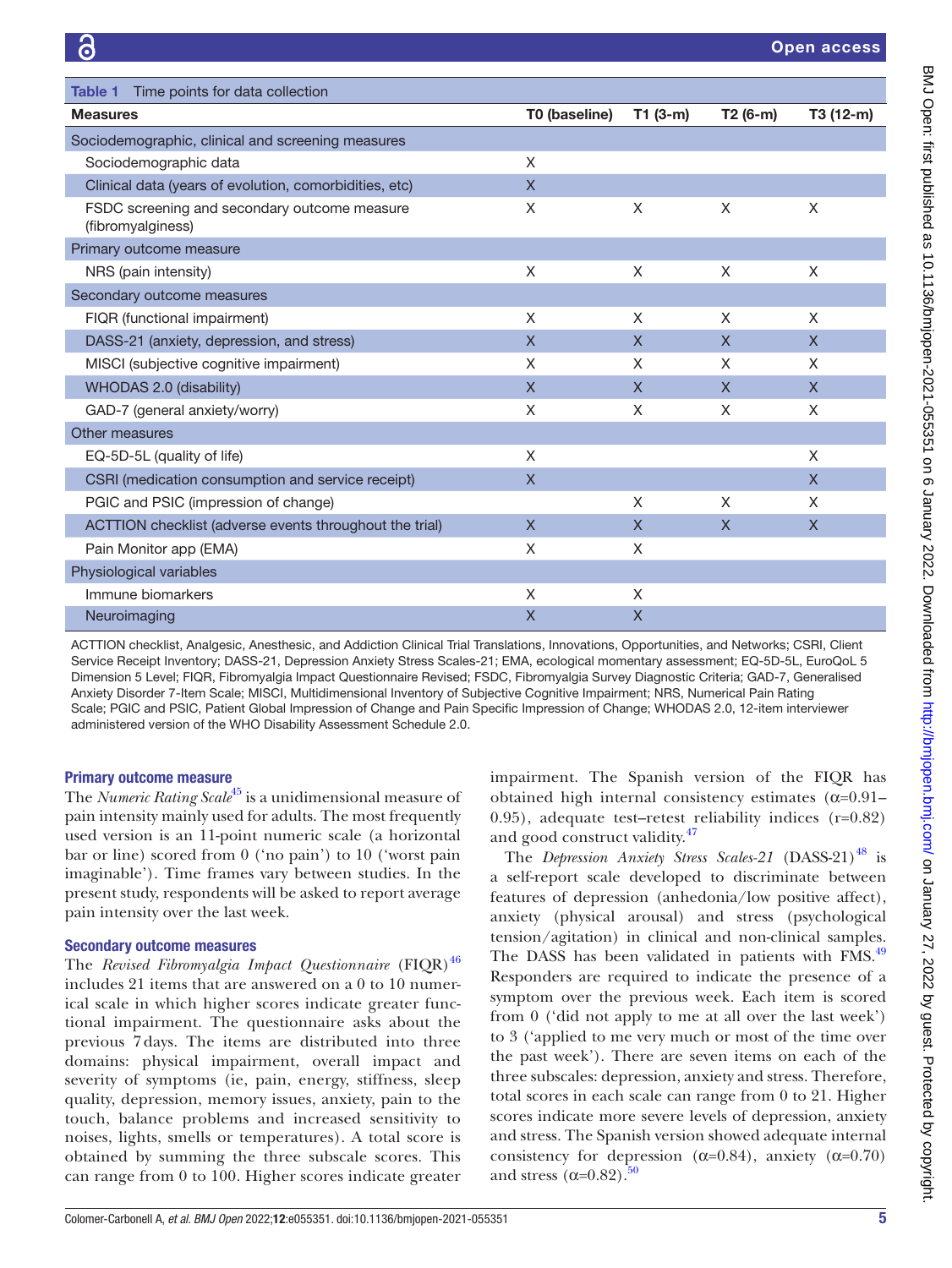**Table 1** Time points for data collection

| Measures | T0 (baseline) | T1 (3-m) | T2 (6-m) | T3 (12-m) |
|---|---|---|---|---|
| Sociodemographic, clinical and screening measures | | | | |
| Sociodemographic data | X | | | |
| Clinical data (years of evolution, comorbidities, etc) | X | | | |
| FSDC screening and secondary outcome measure (fibromyalginess) | X | X | X | X |
| Primary outcome measure | | | | |
| NRS (pain intensity) | X | X | X | X |
| Secondary outcome measures | | | | |
| FIQR (functional impairment) | X | X | X | X |
| DASS-21 (anxiety, depression, and stress) | X | X | X | X |
| MISCI (subjective cognitive impairment) | X | X | X | X |
| WHODAS 2.0 (disability) | X | X | X | X |
| GAD-7 (general anxiety/worry) | X | X | X | X |
| Other measures | | | | |
| EQ-5D-5L (quality of life) | X | | | X |
| CSRI (medication consumption and service receipt) | X | | | X |
| PGIC and PSIC (impression of change) | | X | X | X |
| ACTTION checklist (adverse events throughout the trial) | X | X | X | X |
| Pain Monitor app (EMA) | X | X | | |
| Physiological variables | | | | |
| Immune biomarkers | X | X | | |
| Neuroimaging | X | X | | |

ACTTION checklist, Analgesic, Anesthesic, and Addiction Clinical Trial Translations, Innovations, Opportunities, and Networks; CSRI, Client Service Receipt Inventory; DASS-21, Depression Anxiety Stress Scales-21; EMA, ecological momentary assessment; EQ-5D-5L, EuroQoL 5 Dimension 5 Level; FIQR, Fibromyalgia Impact Questionnaire Revised; FSDC, Fibromyalgia Survey Diagnostic Criteria; GAD-7, Generalised Anxiety Disorder 7-Item Scale; MISCI, Multidimensional Inventory of Subjective Cognitive Impairment; NRS, Numerical Pain Rating Scale; PGIC and PSIC, Patient Global Impression of Change and Pain Specific Impression of Change; WHODAS 2.0, 12-item interviewer administered version of the WHO Disability Assessment Schedule 2.0.

### Primary outcome measure

The *Numeric Rating Scale*[45] is a unidimensional measure of pain intensity mainly used for adults. The most frequently used version is an 11-point numeric scale (a horizontal bar or line) scored from 0 ('no pain') to 10 ('worst pain imaginable'). Time frames vary between studies. In the present study, respondents will be asked to report average pain intensity over the last week.

### Secondary outcome measures

The *Revised Fibromyalgia Impact Questionnaire* (FIQR)[46] includes 21 items that are answered on a 0 to 10 numerical scale in which higher scores indicate greater functional impairment. The questionnaire asks about the previous 7 days. The items are distributed into three domains: physical impairment, overall impact and severity of symptoms (ie, pain, energy, stiffness, sleep quality, depression, memory issues, anxiety, pain to the touch, balance problems and increased sensitivity to noises, lights, smells or temperatures). A total score is obtained by summing the three subscale scores. This can range from 0 to 100. Higher scores indicate greater impairment. The Spanish version of the FIQR has obtained high internal consistency estimates (α=0.91–0.95), adequate test–retest reliability indices (r=0.82) and good construct validity.[47]

The *Depression Anxiety Stress Scales-21* (DASS-21)[48] is a self-report scale developed to discriminate between features of depression (anhedonia/low positive affect), anxiety (physical arousal) and stress (psychological tension/agitation) in clinical and non-clinical samples. The DASS has been validated in patients with FMS.[49] Responders are required to indicate the presence of a symptom over the previous week. Each item is scored from 0 ('did not apply to me at all over the last week') to 3 ('applied to me very much or most of the time over the past week'). There are seven items on each of the three subscales: depression, anxiety and stress. Therefore, total scores in each scale can range from 0 to 21. Higher scores indicate more severe levels of depression, anxiety and stress. The Spanish version showed adequate internal consistency for depression (α=0.84), anxiety (α=0.70) and stress (α=0.82).[50]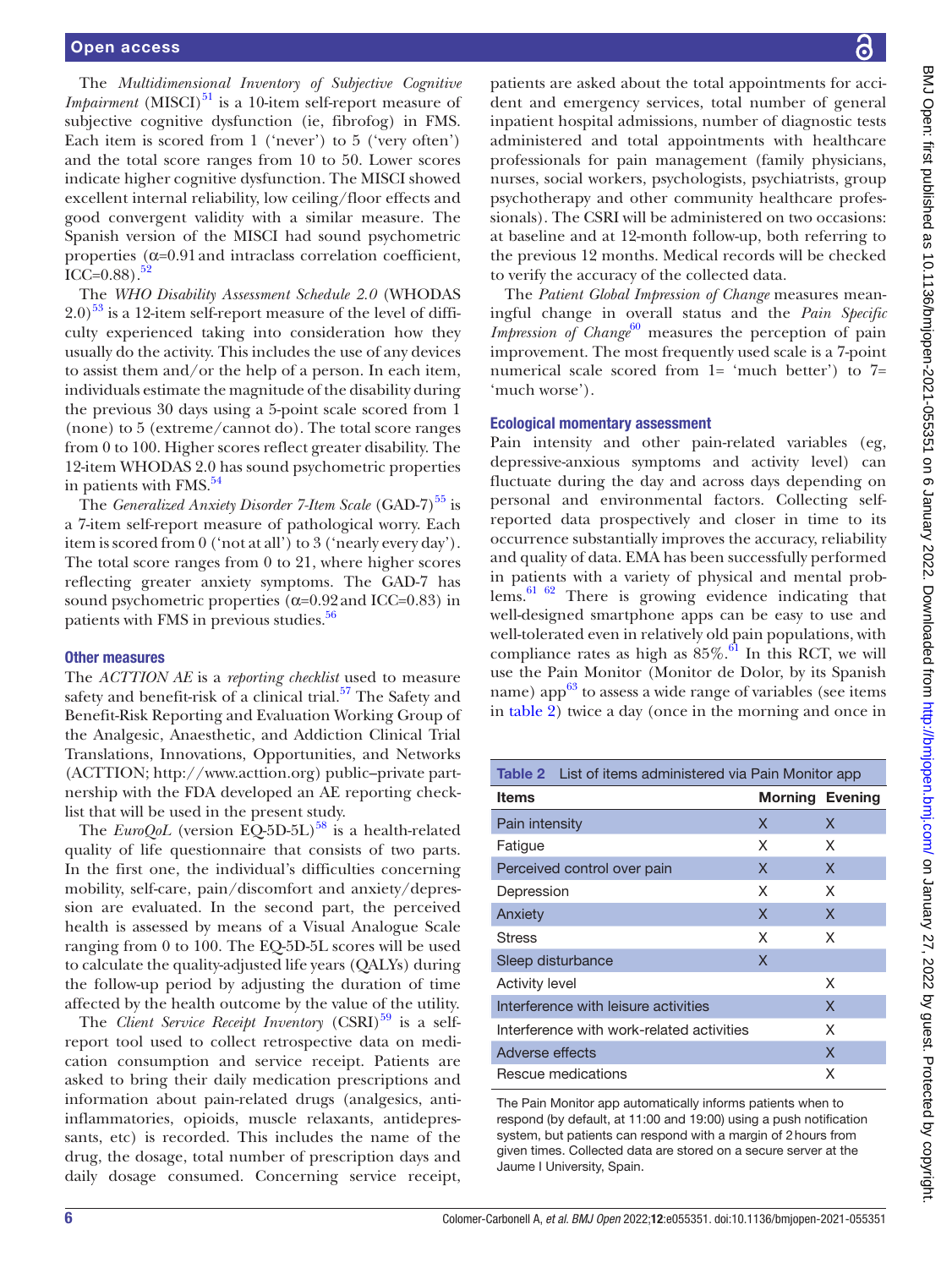The *Multidimensional Inventory of Subjective Cognitive Impairment* (MISCI)[51] is a 10-item self-report measure of subjective cognitive dysfunction (ie, fibrofog) in FMS. Each item is scored from 1 ('never') to 5 ('very often') and the total score ranges from 10 to 50. Lower scores indicate higher cognitive dysfunction. The MISCI showed excellent internal reliability, low ceiling/floor effects and good convergent validity with a similar measure. The Spanish version of the MISCI had sound psychometric properties (α=0.91 and intraclass correlation coefficient, ICC=0.88).[52]

The *WHO Disability Assessment Schedule 2.0* (WHODAS 2.0)[53] is a 12-item self-report measure of the level of difficulty experienced taking into consideration how they usually do the activity. This includes the use of any devices to assist them and/or the help of a person. In each item, individuals estimate the magnitude of the disability during the previous 30 days using a 5-point scale scored from 1 (none) to 5 (extreme/cannot do). The total score ranges from 0 to 100. Higher scores reflect greater disability. The 12-item WHODAS 2.0 has sound psychometric properties in patients with FMS.[54]

The *Generalized Anxiety Disorder 7-Item Scale* (GAD-7)[55] is a 7-item self-report measure of pathological worry. Each item is scored from 0 ('not at all') to 3 ('nearly every day'). The total score ranges from 0 to 21, where higher scores reflecting greater anxiety symptoms. The GAD-7 has sound psychometric properties (α=0.92 and ICC=0.83) in patients with FMS in previous studies.[56]

### Other measures

The *ACTTION AE* is a *reporting checklist* used to measure safety and benefit-risk of a clinical trial.[57] The Safety and Benefit-Risk Reporting and Evaluation Working Group of the Analgesic, Anaesthetic, and Addiction Clinical Trial Translations, Innovations, Opportunities, and Networks (ACTTION; http://www.acttion.org) public–private partnership with the FDA developed an AE reporting checklist that will be used in the present study.

The *EuroQoL* (version EQ-5D-5L)[58] is a health-related quality of life questionnaire that consists of two parts. In the first one, the individual's difficulties concerning mobility, self-care, pain/discomfort and anxiety/depression are evaluated. In the second part, the perceived health is assessed by means of a Visual Analogue Scale ranging from 0 to 100. The EQ-5D-5L scores will be used to calculate the quality-adjusted life years (QALYs) during the follow-up period by adjusting the duration of time affected by the health outcome by the value of the utility.

The *Client Service Receipt Inventory* (CSRI)[59] is a self-report tool used to collect retrospective data on medication consumption and service receipt. Patients are asked to bring their daily medication prescriptions and information about pain-related drugs (analgesics, anti-inflammatories, opioids, muscle relaxants, antidepressants, etc) is recorded. This includes the name of the drug, the dosage, total number of prescription days and daily dosage consumed. Concerning service receipt, patients are asked about the total appointments for accident and emergency services, total number of general inpatient hospital admissions, number of diagnostic tests administered and total appointments with healthcare professionals for pain management (family physicians, nurses, social workers, psychologists, psychiatrists, group psychotherapy and other community healthcare professionals). The CSRI will be administered on two occasions: at baseline and at 12-month follow-up, both referring to the previous 12 months. Medical records will be checked to verify the accuracy of the collected data.

The *Patient Global Impression of Change* measures meaningful change in overall status and the *Pain Specific Impression of Change*[60] measures the perception of pain improvement. The most frequently used scale is a 7-point numerical scale scored from 1= 'much better') to 7= 'much worse').

### Ecological momentary assessment

Pain intensity and other pain-related variables (eg, depressive-anxious symptoms and activity level) can fluctuate during the day and across days depending on personal and environmental factors. Collecting self-reported data prospectively and closer in time to its occurrence substantially improves the accuracy, reliability and quality of data. EMA has been successfully performed in patients with a variety of physical and mental problems.[61 62] There is growing evidence indicating that well-designed smartphone apps can be easy to use and well-tolerated even in relatively old pain populations, with compliance rates as high as 85%.[61] In this RCT, we will use the Pain Monitor (Monitor de Dolor, by its Spanish name) app[63] to assess a wide range of variables (see items in table 2) twice a day (once in the morning and once in

**Table 2** List of items administered via Pain Monitor app

| Items | Morning | Evening |
|---|---|---|
| Pain intensity | X | X |
| Fatigue | X | X |
| Perceived control over pain | X | X |
| Depression | X | X |
| Anxiety | X | X |
| Stress | X | X |
| Sleep disturbance | X | |
| Activity level | | X |
| Interference with leisure activities | | X |
| Interference with work-related activities | | X |
| Adverse effects | | X |
| Rescue medications | | X |

The Pain Monitor app automatically informs patients when to respond (by default, at 11:00 and 19:00) using a push notification system, but patients can respond with a margin of 2 hours from given times. Collected data are stored on a secure server at the Jaume I University, Spain.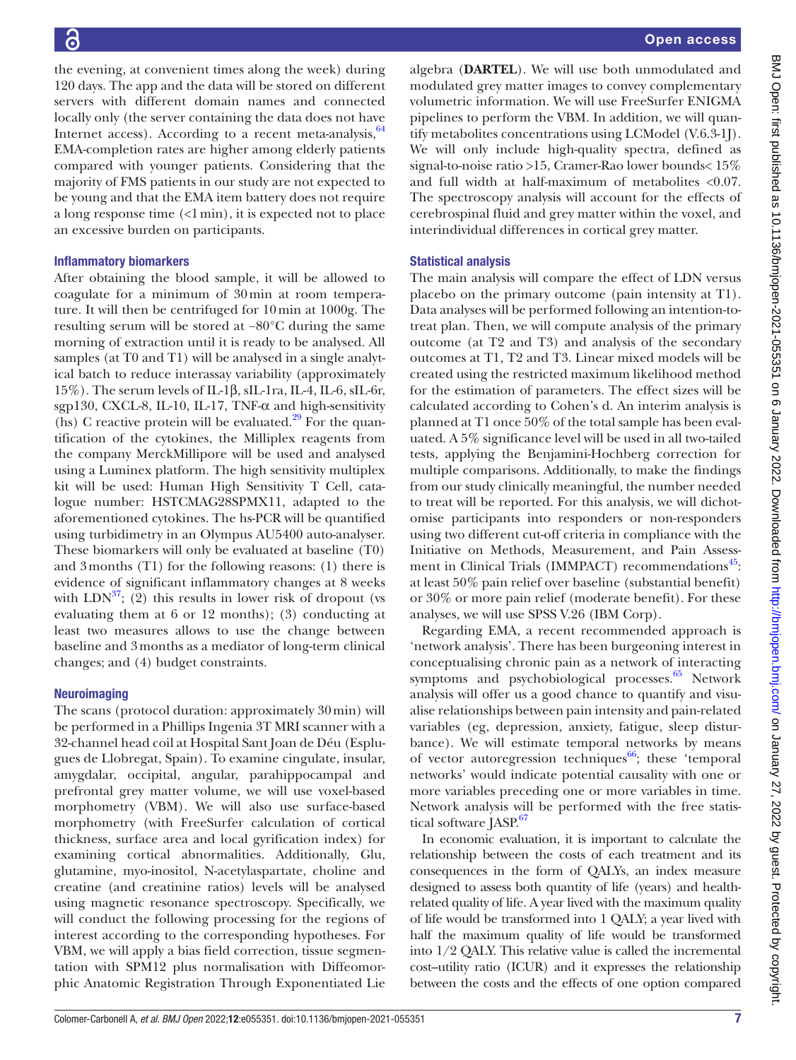the evening, at convenient times along the week) during 120 days. The app and the data will be stored on different servers with different domain names and connected locally only (the server containing the data does not have Internet access). According to a recent meta-analysis,[64] EMA-completion rates are higher among elderly patients compared with younger patients. Considering that the majority of FMS patients in our study are not expected to be young and that the EMA item battery does not require a long response time (<1 min), it is expected not to place an excessive burden on participants.

### Inflammatory biomarkers

After obtaining the blood sample, it will be allowed to coagulate for a minimum of 30 min at room temperature. It will then be centrifuged for 10 min at 1000g. The resulting serum will be stored at −80°C during the same morning of extraction until it is ready to be analysed. All samples (at T0 and T1) will be analysed in a single analytical batch to reduce interassay variability (approximately 15%). The serum levels of IL-1β, sIL-1ra, IL-4, IL-6, sIL-6r, sgp130, CXCL-8, IL-10, IL-17, TNF-α and high-sensitivity (hs) C reactive protein will be evaluated.[29] For the quantification of the cytokines, the Milliplex reagents from the company MerckMillipore will be used and analysed using a Luminex platform. The high sensitivity multiplex kit will be used: Human High Sensitivity T Cell, catalogue number: HSTCMAG28SPMX11, adapted to the aforementioned cytokines. The hs-PCR will be quantified using turbidimetry in an Olympus AU5400 auto-analyser. These biomarkers will only be evaluated at baseline (T0) and 3 months (T1) for the following reasons: (1) there is evidence of significant inflammatory changes at 8 weeks with LDN[37]; (2) this results in lower risk of dropout (vs evaluating them at 6 or 12 months); (3) conducting at least two measures allows to use the change between baseline and 3 months as a mediator of long-term clinical changes; and (4) budget constraints.

### Neuroimaging

The scans (protocol duration: approximately 30 min) will be performed in a Phillips Ingenia 3T MRI scanner with a 32-channel head coil at Hospital Sant Joan de Déu (Esplugues de Llobregat, Spain). To examine cingulate, insular, amygdalar, occipital, angular, parahippocampal and prefrontal grey matter volume, we will use voxel-based morphometry (VBM). We will also use surface-based morphometry (with FreeSurfer calculation of cortical thickness, surface area and local gyrification index) for examining cortical abnormalities. Additionally, Glu, glutamine, myo-inositol, N-acetylaspartate, choline and creatine (and creatinine ratios) levels will be analysed using magnetic resonance spectroscopy. Specifically, we will conduct the following processing for the regions of interest according to the corresponding hypotheses. For VBM, we will apply a bias field correction, tissue segmentation with SPM12 plus normalisation with Diffeomorphic Anatomic Registration Through Exponentiated Lie algebra (**DARTEL**). We will use both unmodulated and modulated grey matter images to convey complementary volumetric information. We will use FreeSurfer ENIGMA pipelines to perform the VBM. In addition, we will quantify metabolites concentrations using LCModel (V.6.3-1J). We will only include high-quality spectra, defined as signal-to-noise ratio >15, Cramer-Rao lower bounds< 15% and full width at half-maximum of metabolites <0.07. The spectroscopy analysis will account for the effects of cerebrospinal fluid and grey matter within the voxel, and interindividual differences in cortical grey matter.

### Statistical analysis

The main analysis will compare the effect of LDN versus placebo on the primary outcome (pain intensity at T1). Data analyses will be performed following an intention-to-treat plan. Then, we will compute analysis of the primary outcome (at T2 and T3) and analysis of the secondary outcomes at T1, T2 and T3. Linear mixed models will be created using the restricted maximum likelihood method for the estimation of parameters. The effect sizes will be calculated according to Cohen's d. An interim analysis is planned at T1 once 50% of the total sample has been evaluated. A 5% significance level will be used in all two-tailed tests, applying the Benjamini-Hochberg correction for multiple comparisons. Additionally, to make the findings from our study clinically meaningful, the number needed to treat will be reported. For this analysis, we will dichotomise participants into responders or non-responders using two different cut-off criteria in compliance with the Initiative on Methods, Measurement, and Pain Assessment in Clinical Trials (IMMPACT) recommendations[45]: at least 50% pain relief over baseline (substantial benefit) or 30% or more pain relief (moderate benefit). For these analyses, we will use SPSS V.26 (IBM Corp).

Regarding EMA, a recent recommended approach is 'network analysis'. There has been burgeoning interest in conceptualising chronic pain as a network of interacting symptoms and psychobiological processes.[65] Network analysis will offer us a good chance to quantify and visualise relationships between pain intensity and pain-related variables (eg, depression, anxiety, fatigue, sleep disturbance). We will estimate temporal networks by means of vector autoregression techniques[66]; these 'temporal networks' would indicate potential causality with one or more variables preceding one or more variables in time. Network analysis will be performed with the free statistical software JASP.[67]

In economic evaluation, it is important to calculate the relationship between the costs of each treatment and its consequences in the form of QALYs, an index measure designed to assess both quantity of life (years) and health-related quality of life. A year lived with the maximum quality of life would be transformed into 1 QALY; a year lived with half the maximum quality of life would be transformed into 1/2 QALY. This relative value is called the incremental cost–utility ratio (ICUR) and it expresses the relationship between the costs and the effects of one option compared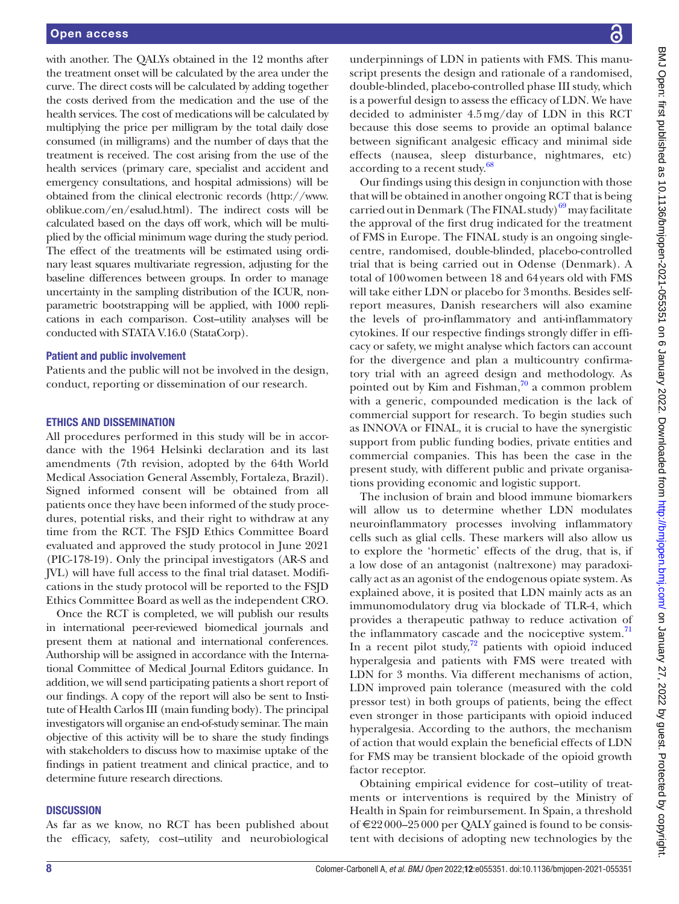with another. The QALYs obtained in the 12 months after the treatment onset will be calculated by the area under the curve. The direct costs will be calculated by adding together the costs derived from the medication and the use of the health services. The cost of medications will be calculated by multiplying the price per milligram by the total daily dose consumed (in milligrams) and the number of days that the treatment is received. The cost arising from the use of the health services (primary care, specialist and accident and emergency consultations, and hospital admissions) will be obtained from the clinical electronic records (http://www.oblikue.com/en/esalud.html). The indirect costs will be calculated based on the days off work, which will be multiplied by the official minimum wage during the study period. The effect of the treatments will be estimated using ordinary least squares multivariate regression, adjusting for the baseline differences between groups. In order to manage uncertainty in the sampling distribution of the ICUR, non-parametric bootstrapping will be applied, with 1000 replications in each comparison. Cost–utility analyses will be conducted with STATA V.16.0 (StataCorp).

### Patient and public involvement

Patients and the public will not be involved in the design, conduct, reporting or dissemination of our research.

## ETHICS AND DISSEMINATION

All procedures performed in this study will be in accordance with the 1964 Helsinki declaration and its last amendments (7th revision, adopted by the 64th World Medical Association General Assembly, Fortaleza, Brazil). Signed informed consent will be obtained from all patients once they have been informed of the study procedures, potential risks, and their right to withdraw at any time from the RCT. The FSJD Ethics Committee Board evaluated and approved the study protocol in June 2021 (PIC-178-19). Only the principal investigators (AR-S and JVL) will have full access to the final trial dataset. Modifications in the study protocol will be reported to the FSJD Ethics Committee Board as well as the independent CRO.

Once the RCT is completed, we will publish our results in international peer-reviewed biomedical journals and present them at national and international conferences. Authorship will be assigned in accordance with the International Committee of Medical Journal Editors guidance. In addition, we will send participating patients a short report of our findings. A copy of the report will also be sent to Institute of Health Carlos III (main funding body). The principal investigators will organise an end-of-study seminar. The main objective of this activity will be to share the study findings with stakeholders to discuss how to maximise uptake of the findings in patient treatment and clinical practice, and to determine future research directions.

## DISCUSSION

As far as we know, no RCT has been published about the efficacy, safety, cost–utility and neurobiological underpinnings of LDN in patients with FMS. This manuscript presents the design and rationale of a randomised, double-blinded, placebo-controlled phase III study, which is a powerful design to assess the efficacy of LDN. We have decided to administer 4.5 mg/day of LDN in this RCT because this dose seems to provide an optimal balance between significant analgesic efficacy and minimal side effects (nausea, sleep disturbance, nightmares, etc) according to a recent study.[68]

Our findings using this design in conjunction with those that will be obtained in another ongoing RCT that is being carried out in Denmark (The FINAL study)[69] may facilitate the approval of the first drug indicated for the treatment of FMS in Europe. The FINAL study is an ongoing single-centre, randomised, double-blinded, placebo-controlled trial that is being carried out in Odense (Denmark). A total of 100 women between 18 and 64 years old with FMS will take either LDN or placebo for 3 months. Besides self-report measures, Danish researchers will also examine the levels of pro-inflammatory and anti-inflammatory cytokines. If our respective findings strongly differ in efficacy or safety, we might analyse which factors can account for the divergence and plan a multicountry confirmatory trial with an agreed design and methodology. As pointed out by Kim and Fishman,[70] a common problem with a generic, compounded medication is the lack of commercial support for research. To begin studies such as INNOVA or FINAL, it is crucial to have the synergistic support from public funding bodies, private entities and commercial companies. This has been the case in the present study, with different public and private organisations providing economic and logistic support.

The inclusion of brain and blood immune biomarkers will allow us to determine whether LDN modulates neuroinflammatory processes involving inflammatory cells such as glial cells. These markers will also allow us to explore the 'hormetic' effects of the drug, that is, if a low dose of an antagonist (naltrexone) may paradoxically act as an agonist of the endogenous opiate system. As explained above, it is posited that LDN mainly acts as an immunomodulatory drug via blockade of TLR-4, which provides a therapeutic pathway to reduce activation of the inflammatory cascade and the nociceptive system.[71] In a recent pilot study,[72] patients with opioid induced hyperalgesia and patients with FMS were treated with LDN for 3 months. Via different mechanisms of action, LDN improved pain tolerance (measured with the cold pressor test) in both groups of patients, being the effect even stronger in those participants with opioid induced hyperalgesia. According to the authors, the mechanism of action that would explain the beneficial effects of LDN for FMS may be transient blockade of the opioid growth factor receptor.

Obtaining empirical evidence for cost–utility of treatments or interventions is required by the Ministry of Health in Spain for reimbursement. In Spain, a threshold of €22 000–25 000 per QALY gained is found to be consistent with decisions of adopting new technologies by the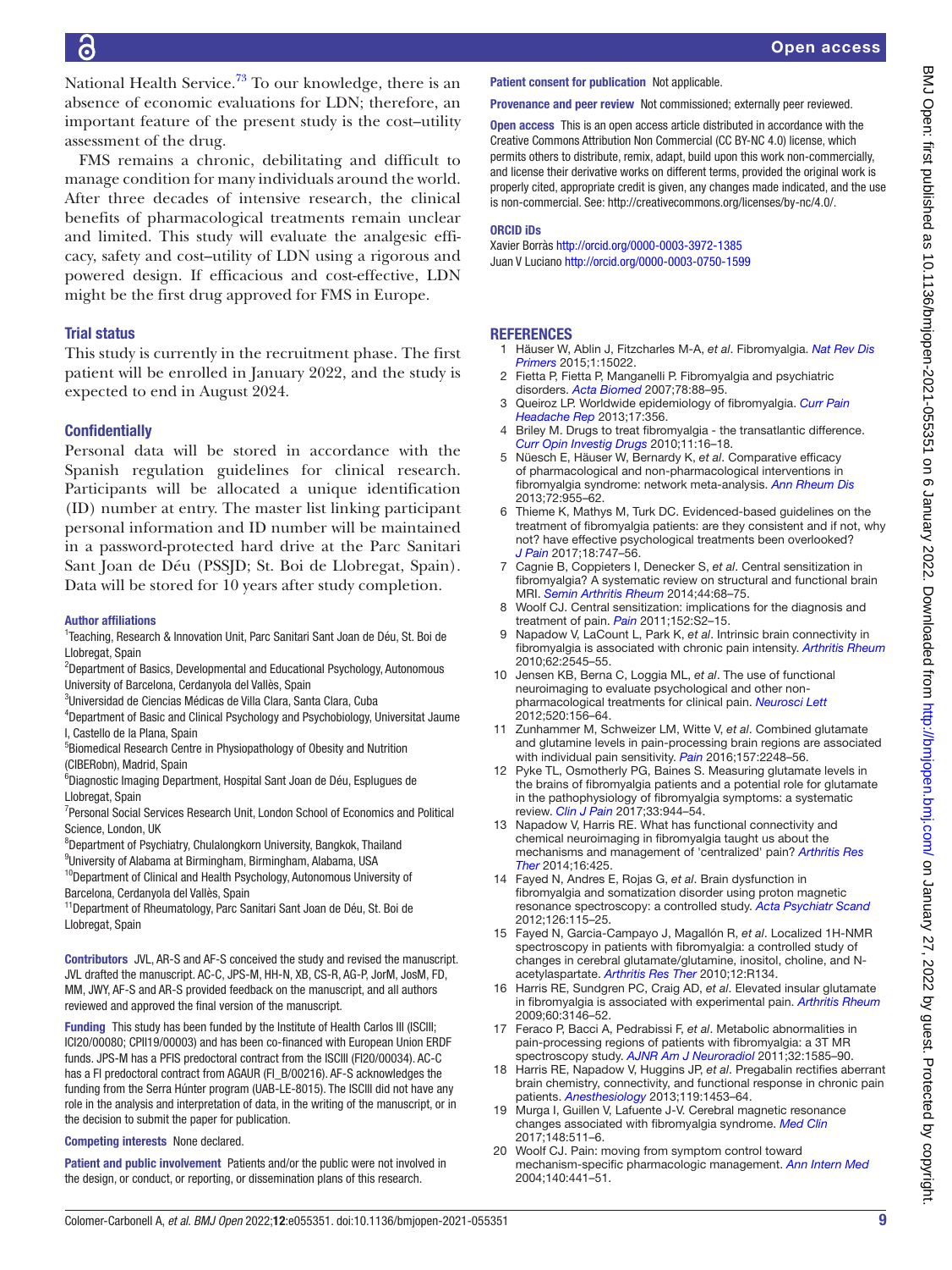National Health Service.[73] To our knowledge, there is an absence of economic evaluations for LDN; therefore, an important feature of the present study is the cost–utility assessment of the drug.

FMS remains a chronic, debilitating and difficult to manage condition for many individuals around the world. After three decades of intensive research, the clinical benefits of pharmacological treatments remain unclear and limited. This study will evaluate the analgesic efficacy, safety and cost–utility of LDN using a rigorous and powered design. If efficacious and cost-effective, LDN might be the first drug approved for FMS in Europe.

## Trial status

This study is currently in the recruitment phase. The first patient will be enrolled in January 2022, and the study is expected to end in August 2024.

## Confidentially

Personal data will be stored in accordance with the Spanish regulation guidelines for clinical research. Participants will be allocated a unique identification (ID) number at entry. The master list linking participant personal information and ID number will be maintained in a password-protected hard drive at the Parc Sanitari Sant Joan de Déu (PSSJD; St. Boi de Llobregat, Spain). Data will be stored for 10 years after study completion.

#### Author affiliations

[1]Teaching, Research & Innovation Unit, Parc Sanitari Sant Joan de Déu, St. Boi de Llobregat, Spain
[2]Department of Basics, Developmental and Educational Psychology, Autonomous University of Barcelona, Cerdanyola del Vallès, Spain
[3]Universidad de Ciencias Médicas de Villa Clara, Santa Clara, Cuba
[4]Department of Basic and Clinical Psychology and Psychobiology, Universitat Jaume I, Castello de la Plana, Spain
[5]Biomedical Research Centre in Physiopathology of Obesity and Nutrition (CIBERobn), Madrid, Spain
[6]Diagnostic Imaging Department, Hospital Sant Joan de Déu, Esplugues de Llobregat, Spain
[7]Personal Social Services Research Unit, London School of Economics and Political Science, London, UK
[8]Department of Psychiatry, Chulalongkorn University, Bangkok, Thailand
[9]University of Alabama at Birmingham, Birmingham, Alabama, USA
[10]Department of Clinical and Health Psychology, Autonomous University of Barcelona, Cerdanyola del Vallès, Spain
[11]Department of Rheumatology, Parc Sanitari Sant Joan de Déu, St. Boi de Llobregat, Spain

**Contributors** JVL, AR-S and AF-S conceived the study and revised the manuscript. JVL drafted the manuscript. AC-C, JPS-M, HH-N, XB, CS-R, AG-P, JorM, JosM, FD, MM, JWY, AF-S and AR-S provided feedback on the manuscript, and all authors reviewed and approved the final version of the manuscript.

**Funding** This study has been funded by the Institute of Health Carlos III (ISCIII; ICI20/00080; CPII19/00003) and has been co-financed with European Union ERDF funds. JPS-M has a PFIS predoctoral contract from the ISCIII (FI20/00034). AC-C has a FI predoctoral contract from AGAUR (FI_B/00216). AF-S acknowledges the funding from the Serra Húnter program (UAB-LE-8015). The ISCIII did not have any role in the analysis and interpretation of data, in the writing of the manuscript, or in the decision to submit the paper for publication.

**Competing interests** None declared.

**Patient and public involvement** Patients and/or the public were not involved in the design, or conduct, or reporting, or dissemination plans of this research.

**Patient consent for publication** Not applicable.

**Provenance and peer review** Not commissioned; externally peer reviewed.

**Open access** This is an open access article distributed in accordance with the Creative Commons Attribution Non Commercial (CC BY-NC 4.0) license, which permits others to distribute, remix, adapt, build upon this work non-commercially, and license their derivative works on different terms, provided the original work is properly cited, appropriate credit is given, any changes made indicated, and the use is non-commercial. See: http://creativecommons.org/licenses/by-nc/4.0/.

#### ORCID iDs

Xavier Borràs http://orcid.org/0000-0003-3972-1385
Juan V Luciano http://orcid.org/0000-0003-0750-1599

## REFERENCES

1. Häuser W, Ablin J, Fitzcharles M-A, *et al*. Fibromyalgia. *Nat Rev Dis Primers* 2015;1:15022.
2. Fietta P, Fietta P, Manganelli P. Fibromyalgia and psychiatric disorders. *Acta Biomed* 2007;78:88–95.
3. Queiroz LP. Worldwide epidemiology of fibromyalgia. *Curr Pain Headache Rep* 2013;17:356.
4. Briley M. Drugs to treat fibromyalgia - the transatlantic difference. *Curr Opin Investig Drugs* 2010;11:16–18.
5. Nüesch E, Häuser W, Bernardy K, *et al*. Comparative efficacy of pharmacological and non-pharmacological interventions in fibromyalgia syndrome: network meta-analysis. *Ann Rheum Dis* 2013;72:955–62.
6. Thieme K, Mathys M, Turk DC. Evidenced-based guidelines on the treatment of fibromyalgia patients: are they consistent and if not, why not? have effective psychological treatments been overlooked? *J Pain* 2017;18:747–56.
7. Cagnie B, Coppieters I, Denecker S, *et al*. Central sensitization in fibromyalgia? A systematic review on structural and functional brain MRI. *Semin Arthritis Rheum* 2014;44:68–75.
8. Woolf CJ. Central sensitization: implications for the diagnosis and treatment of pain. *Pain* 2011;152:S2–15.
9. Napadow V, LaCount L, Park K, *et al*. Intrinsic brain connectivity in fibromyalgia is associated with chronic pain intensity. *Arthritis Rheum* 2010;62:2545–55.
10. Jensen KB, Berna C, Loggia ML, *et al*. The use of functional neuroimaging to evaluate psychological and other non-pharmacological treatments for clinical pain. *Neurosci Lett* 2012;520:156–64.
11. Zunhammer M, Schweizer LM, Witte V, *et al*. Combined glutamate and glutamine levels in pain-processing brain regions are associated with individual pain sensitivity. *Pain* 2016;157:2248–56.
12. Pyke TL, Osmotherly PG, Baines S. Measuring glutamate levels in the brains of fibromyalgia patients and a potential role for glutamate in the pathophysiology of fibromyalgia symptoms: a systematic review. *Clin J Pain* 2017;33:944–54.
13. Napadow V, Harris RE. What has functional connectivity and chemical neuroimaging in fibromyalgia taught us about the mechanisms and management of 'centralized' pain? *Arthritis Res Ther* 2014;16:425.
14. Fayed N, Andres E, Rojas G, *et al*. Brain dysfunction in fibromyalgia and somatization disorder using proton magnetic resonance spectroscopy: a controlled study. *Acta Psychiatr Scand* 2012;126:115–25.
15. Fayed N, Garcia-Campayo J, Magallón R, *et al*. Localized 1H-NMR spectroscopy in patients with fibromyalgia: a controlled study of changes in cerebral glutamate/glutamine, inositol, choline, and N-acetylaspartate. *Arthritis Res Ther* 2010;12:R134.
16. Harris RE, Sundgren PC, Craig AD, *et al*. Elevated insular glutamate in fibromyalgia is associated with experimental pain. *Arthritis Rheum* 2009;60:3146–52.
17. Feraco P, Bacci A, Pedrabissi F, *et al*. Metabolic abnormalities in pain-processing regions of patients with fibromyalgia: a 3T MR spectroscopy study. *AJNR Am J Neuroradiol* 2011;32:1585–90.
18. Harris RE, Napadow V, Huggins JP, *et al*. Pregabalin rectifies aberrant brain chemistry, connectivity, and functional response in chronic pain patients. *Anesthesiology* 2013;119:1453–64.
19. Murga I, Guillen V, Lafuente J-V. Cerebral magnetic resonance changes associated with fibromyalgia syndrome. *Med Clin* 2017;148:511–6.
20. Woolf CJ. Pain: moving from symptom control toward mechanism-specific pharmacologic management. *Ann Intern Med* 2004;140:441–51.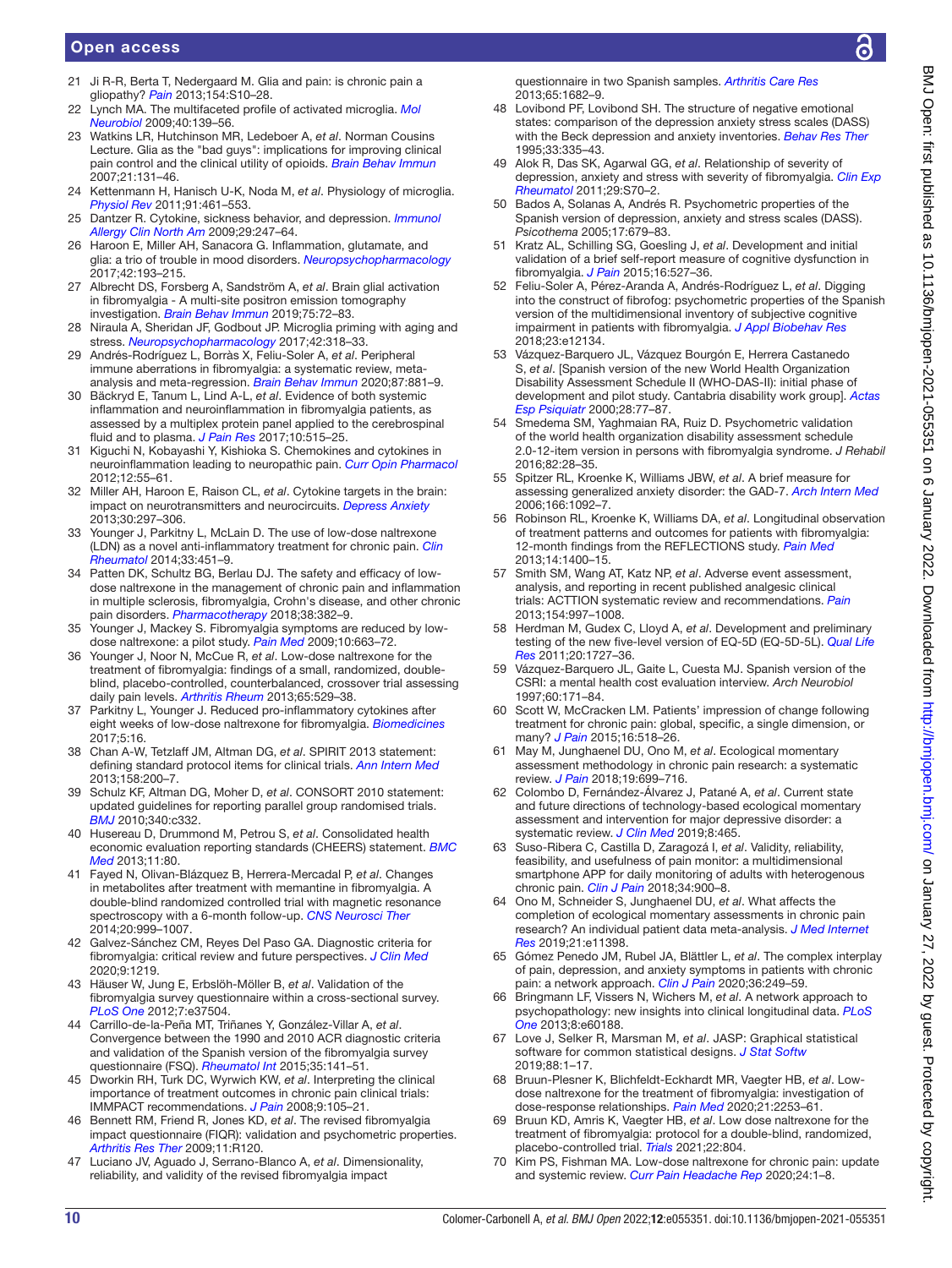21 Ji R-R, Berta T, Nedergaard M. Glia and pain: is chronic pain a gliopathy? *Pain* 2013;154:S10–28.
22 Lynch MA. The multifaceted profile of activated microglia. *Mol Neurobiol* 2009;40:139–56.
23 Watkins LR, Hutchinson MR, Ledeboer A, *et al*. Norman Cousins Lecture. Glia as the "bad guys": implications for improving clinical pain control and the clinical utility of opioids. *Brain Behav Immun* 2007;21:131–46.
24 Kettenmann H, Hanisch U-K, Noda M, *et al*. Physiology of microglia. *Physiol Rev* 2011;91:461–553.
25 Dantzer R. Cytokine, sickness behavior, and depression. *Immunol Allergy Clin North Am* 2009;29:247–64.
26 Haroon E, Miller AH, Sanacora G. Inflammation, glutamate, and glia: a trio of trouble in mood disorders. *Neuropsychopharmacology* 2017;42:193–215.
27 Albrecht DS, Forsberg A, Sandström A, *et al*. Brain glial activation in fibromyalgia - A multi-site positron emission tomography investigation. *Brain Behav Immun* 2019;75:72–83.
28 Niraula A, Sheridan JF, Godbout JP. Microglia priming with aging and stress. *Neuropsychopharmacology* 2017;42:318–33.
29 Andrés-Rodríguez L, Borràs X, Feliu-Soler A, *et al*. Peripheral immune aberrations in fibromyalgia: a systematic review, meta-analysis and meta-regression. *Brain Behav Immun* 2020;87:881–9.
30 Bäckryd E, Tanum L, Lind A-L, *et al*. Evidence of both systemic inflammation and neuroinflammation in fibromyalgia patients, as assessed by a multiplex protein panel applied to the cerebrospinal fluid and to plasma. *J Pain Res* 2017;10:515–25.
31 Kiguchi N, Kobayashi Y, Kishioka S. Chemokines and cytokines in neuroinflammation leading to neuropathic pain. *Curr Opin Pharmacol* 2012;12:55–61.
32 Miller AH, Haroon E, Raison CL, *et al*. Cytokine targets in the brain: impact on neurotransmitters and neurocircuits. *Depress Anxiety* 2013;30:297–306.
33 Younger J, Parkitny L, McLain D. The use of low-dose naltrexone (LDN) as a novel anti-inflammatory treatment for chronic pain. *Clin Rheumatol* 2014;33:451–9.
34 Patten DK, Schultz BG, Berlau DJ. The safety and efficacy of low-dose naltrexone in the management of chronic pain and inflammation in multiple sclerosis, fibromyalgia, Crohn's disease, and other chronic pain disorders. *Pharmacotherapy* 2018;38:382–9.
35 Younger J, Mackey S. Fibromyalgia symptoms are reduced by low-dose naltrexone: a pilot study. *Pain Med* 2009;10:663–72.
36 Younger J, Noor N, McCue R, *et al*. Low-dose naltrexone for the treatment of fibromyalgia: findings of a small, randomized, double-blind, placebo-controlled, counterbalanced, crossover trial assessing daily pain levels. *Arthritis Rheum* 2013;65:529–38.
37 Parkitny L, Younger J. Reduced pro-inflammatory cytokines after eight weeks of low-dose naltrexone for fibromyalgia. *Biomedicines* 2017;5:16.
38 Chan A-W, Tetzlaff JM, Altman DG, *et al*. SPIRIT 2013 statement: defining standard protocol items for clinical trials. *Ann Intern Med* 2013;158:200–7.
39 Schulz KF, Altman DG, Moher D, *et al*. CONSORT 2010 statement: updated guidelines for reporting parallel group randomised trials. *BMJ* 2010;340:c332.
40 Husereau D, Drummond M, Petrou S, *et al*. Consolidated health economic evaluation reporting standards (CHEERS) statement. *BMC Med* 2013;11:80.
41 Fayed N, Olivan-Blázquez B, Herrera-Mercadal P, *et al*. Changes in metabolites after treatment with memantine in fibromyalgia. A double-blind randomized controlled trial with magnetic resonance spectroscopy with a 6-month follow-up. *CNS Neurosci Ther* 2014;20:999–1007.
42 Galvez-Sánchez CM, Reyes Del Paso GA. Diagnostic criteria for fibromyalgia: critical review and future perspectives. *J Clin Med* 2020;9:1219.
43 Häuser W, Jung E, Erbslöh-Möller B, *et al*. Validation of the fibromyalgia survey questionnaire within a cross-sectional survey. *PLoS One* 2012;7:e37504.
44 Carrillo-de-la-Peña MT, Triñanes Y, González-Villar A, *et al*. Convergence between the 1990 and 2010 ACR diagnostic criteria and validation of the Spanish version of the fibromyalgia survey questionnaire (FSQ). *Rheumatol Int* 2015;35:141–51.
45 Dworkin RH, Turk DC, Wyrwich KW, *et al*. Interpreting the clinical importance of treatment outcomes in chronic pain clinical trials: IMMPACT recommendations. *J Pain* 2008;9:105–21.
46 Bennett RM, Friend R, Jones KD, *et al*. The revised fibromyalgia impact questionnaire (FIQR): validation and psychometric properties. *Arthritis Res Ther* 2009;11:R120.
47 Luciano JV, Aguado J, Serrano-Blanco A, *et al*. Dimensionality, reliability, and validity of the revised fibromyalgia impact questionnaire in two Spanish samples. *Arthritis Care Res* 2013;65:1682–9.
48 Lovibond PF, Lovibond SH. The structure of negative emotional states: comparison of the depression anxiety stress scales (DASS) with the Beck depression and anxiety inventories. *Behav Res Ther* 1995;33:335–43.
49 Alok R, Das SK, Agarwal GG, *et al*. Relationship of severity of depression, anxiety and stress with severity of fibromyalgia. *Clin Exp Rheumatol* 2011;29:S70–2.
50 Bados A, Solanas A, Andrés R. Psychometric properties of the Spanish version of depression, anxiety and stress scales (DASS). *Psicothema* 2005;17:679–83.
51 Kratz AL, Schilling SG, Goesling J, *et al*. Development and initial validation of a brief self-report measure of cognitive dysfunction in fibromyalgia. *J Pain* 2015;16:527–36.
52 Feliu-Soler A, Pérez-Aranda A, Andrés-Rodríguez L, *et al*. Digging into the construct of fibrofog: psychometric properties of the Spanish version of the multidimensional inventory of subjective cognitive impairment in patients with fibromyalgia. *J Appl Biobehav Res* 2018;23:e12134.
53 Vázquez-Barquero JL, Vázquez Bourgón E, Herrera Castanedo S, *et al*. [Spanish version of the new World Health Organization Disability Assessment Schedule II (WHO-DAS-II): initial phase of development and pilot study. Cantabria disability work group]. *Actas Esp Psiquiatr* 2000;28:77–87.
54 Smedema SM, Yaghmaian RA, Ruiz D. Psychometric validation of the world health organization disability assessment schedule 2.0-12-item version in persons with fibromyalgia syndrome. *J Rehabil* 2016;82:28–35.
55 Spitzer RL, Kroenke K, Williams JBW, *et al*. A brief measure for assessing generalized anxiety disorder: the GAD-7. *Arch Intern Med* 2006;166:1092–7.
56 Robinson RL, Kroenke K, Williams DA, *et al*. Longitudinal observation of treatment patterns and outcomes for patients with fibromyalgia: 12-month findings from the REFLECTIONS study. *Pain Med* 2013;14:1400–15.
57 Smith SM, Wang AT, Katz NP, *et al*. Adverse event assessment, analysis, and reporting in recent published analgesic clinical trials: ACTTION systematic review and recommendations. *Pain* 2013;154:997–1008.
58 Herdman M, Gudex C, Lloyd A, *et al*. Development and preliminary testing of the new five-level version of EQ-5D (EQ-5D-5L). *Qual Life Res* 2011;20:1727–36.
59 Vázquez-Barquero JL, Gaite L, Cuesta MJ. Spanish version of the CSRI: a mental health cost evaluation interview. *Arch Neurobiol* 1997;60:171–84.
60 Scott W, McCracken LM. Patients' impression of change following treatment for chronic pain: global, specific, a single dimension, or many? *J Pain* 2015;16:518–26.
61 May M, Junghaenel DU, Ono M, *et al*. Ecological momentary assessment methodology in chronic pain research: a systematic review. *J Pain* 2018;19:699–716.
62 Colombo D, Fernández-Álvarez J, Patané A, *et al*. Current state and future directions of technology-based ecological momentary assessment and intervention for major depressive disorder: a systematic review. *J Clin Med* 2019;8:465.
63 Suso-Ribera C, Castilla D, Zaragozá I, *et al*. Validity, reliability, feasibility, and usefulness of pain monitor: a multidimensional smartphone APP for daily monitoring of adults with heterogenous chronic pain. *Clin J Pain* 2018;34:900–8.
64 Ono M, Schneider S, Junghaenel DU, *et al*. What affects the completion of ecological momentary assessments in chronic pain research? An individual patient data meta-analysis. *J Med Internet Res* 2019;21:e11398.
65 Gómez Penedo JM, Rubel JA, Blättler L, *et al*. The complex interplay of pain, depression, and anxiety symptoms in patients with chronic pain: a network approach. *Clin J Pain* 2020;36:249–59.
66 Bringmann LF, Vissers N, Wichers M, *et al*. A network approach to psychopathology: new insights into clinical longitudinal data. *PLoS One* 2013;8:e60188.
67 Love J, Selker R, Marsman M, *et al*. JASP: Graphical statistical software for common statistical designs. *J Stat Softw* 2019;88:1–17.
68 Bruun-Plesner K, Blichfeldt-Eckhardt MR, Vaegter HB, *et al*. Low-dose naltrexone for the treatment of fibromyalgia: investigation of dose-response relationships. *Pain Med* 2020;21:2253–61.
69 Bruun KD, Amris K, Vaegter HB, *et al*. Low dose naltrexone for the treatment of fibromyalgia: protocol for a double-blind, randomized, placebo-controlled trial. *Trials* 2021;22:804.
70 Kim PS, Fishman MA. Low-dose naltrexone for chronic pain: update and systemic review. *Curr Pain Headache Rep* 2020;24:1–8.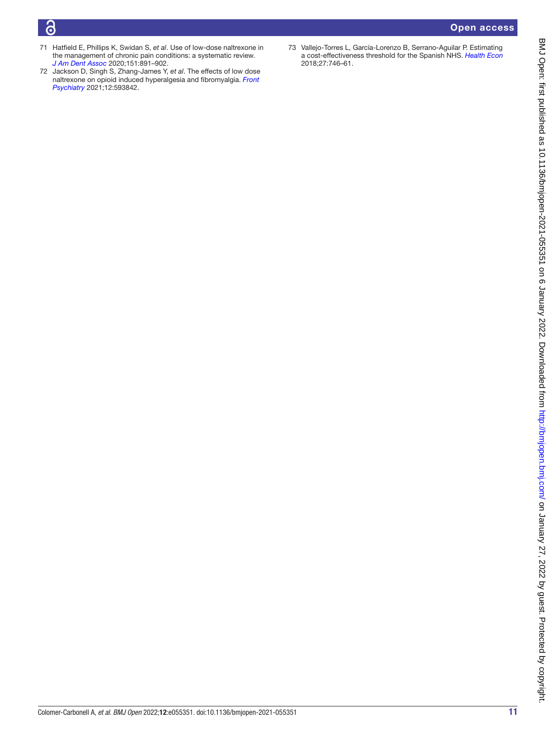71 Hatfield E, Phillips K, Swidan S, *et al*. Use of low-dose naltrexone in the management of chronic pain conditions: a systematic review. *J Am Dent Assoc* 2020;151:891–902.

72 Jackson D, Singh S, Zhang-James Y, *et al*. The effects of low dose naltrexone on opioid induced hyperalgesia and fibromyalgia. *Front Psychiatry* 2021;12:593842.

73 Vallejo-Torres L, García-Lorenzo B, Serrano-Aguilar P. Estimating a cost-effectiveness threshold for the Spanish NHS. *Health Econ* 2018;27:746–61.